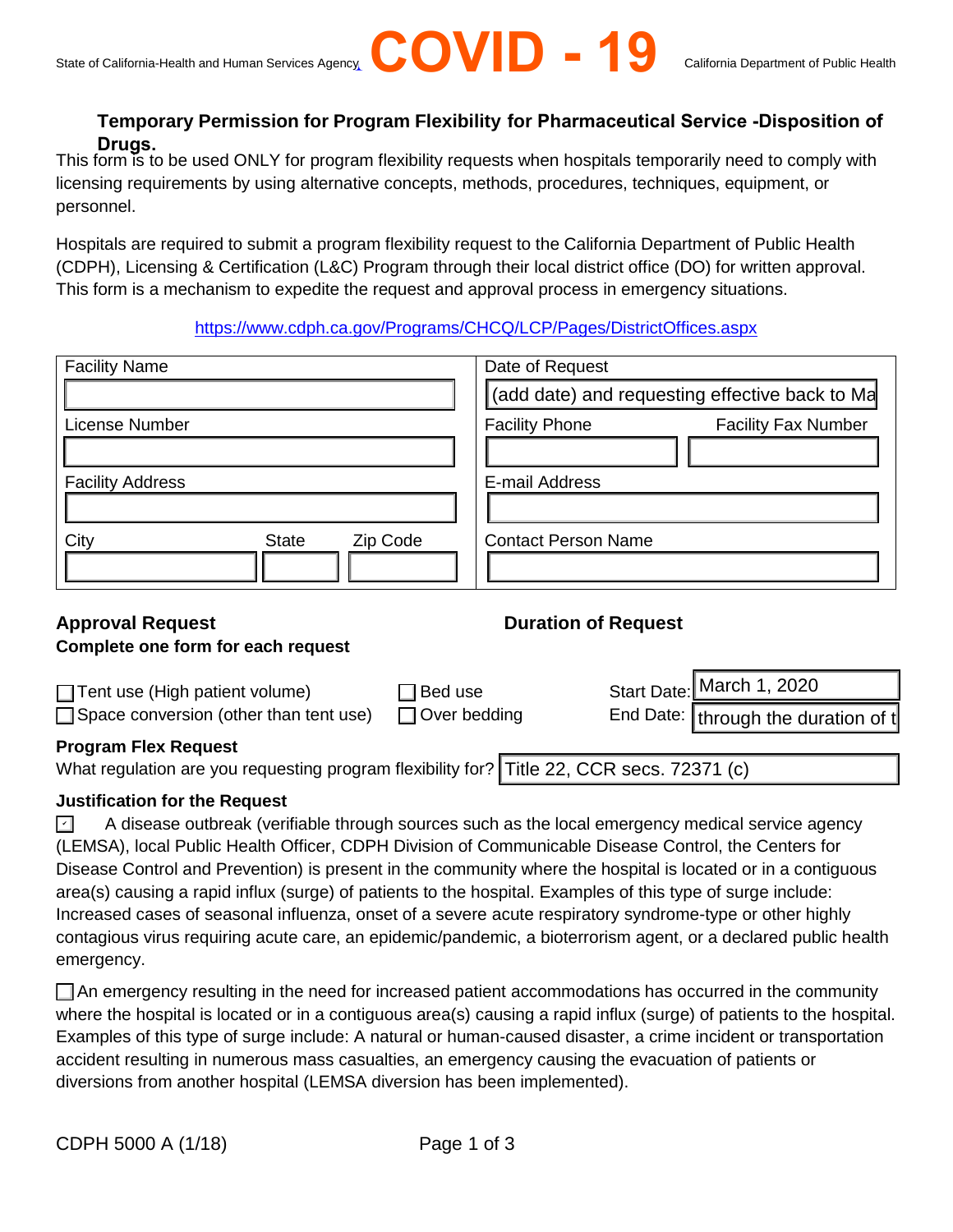State of California-Health and Human Services Agency **COVID - 19** California Department of Public Health

### Temporary Permission for Program Flexibility for Pharmaceutical Service -Disposition of Drugs.

This form is to be used ONLY for program flexibility requests when hospitals temporarily need to comply with licensing requirements by using alternative concepts, methods, procedures, techniques, equipment, or personnel.

Hospitals are required to submit a program flexibility request to the California Department of Public Health (CDPH), Licensing & Certification (L&C) Program through their local district office (DO) for written approval. This form is a mechanism to expedite the request and approval process in emergency situations.

https://www.cdph.ca.gov/Programs/CHCQ/LCP/Pages/DistrictOffices.aspx

| Facility Name | Date of Request |
|---|---|
| | (add date) and requesting effective back to Ma |
| License Number | Facility Phone / Facility Fax Number |
| | |
| Facility Address | E-mail Address |
| | |
| City / State / Zip Code | Contact Person Name |
| | |

**Approval Request**
**Complete one form for each request**

☐ Tent use (High patient volume) ☐ Bed use
☐ Space conversion (other than tent use) ☐ Over bedding

**Duration of Request**

Start Date: March 1, 2020
End Date: through the duration of t

**Program Flex Request**

What regulation are you requesting program flexibility for? Title 22, CCR secs. 72371 (c)

**Justification for the Request**

☑ A disease outbreak (verifiable through sources such as the local emergency medical service agency (LEMSA), local Public Health Officer, CDPH Division of Communicable Disease Control, the Centers for Disease Control and Prevention) is present in the community where the hospital is located or in a contiguous area(s) causing a rapid influx (surge) of patients to the hospital. Examples of this type of surge include: Increased cases of seasonal influenza, onset of a severe acute respiratory syndrome-type or other highly contagious virus requiring acute care, an epidemic/pandemic, a bioterrorism agent, or a declared public health emergency.

☐ An emergency resulting in the need for increased patient accommodations has occurred in the community where the hospital is located or in a contiguous area(s) causing a rapid influx (surge) of patients to the hospital. Examples of this type of surge include: A natural or human-caused disaster, a crime incident or transportation accident resulting in numerous mass casualties, an emergency causing the evacuation of patients or diversions from another hospital (LEMSA diversion has been implemented).

CDPH 5000 A (1/18)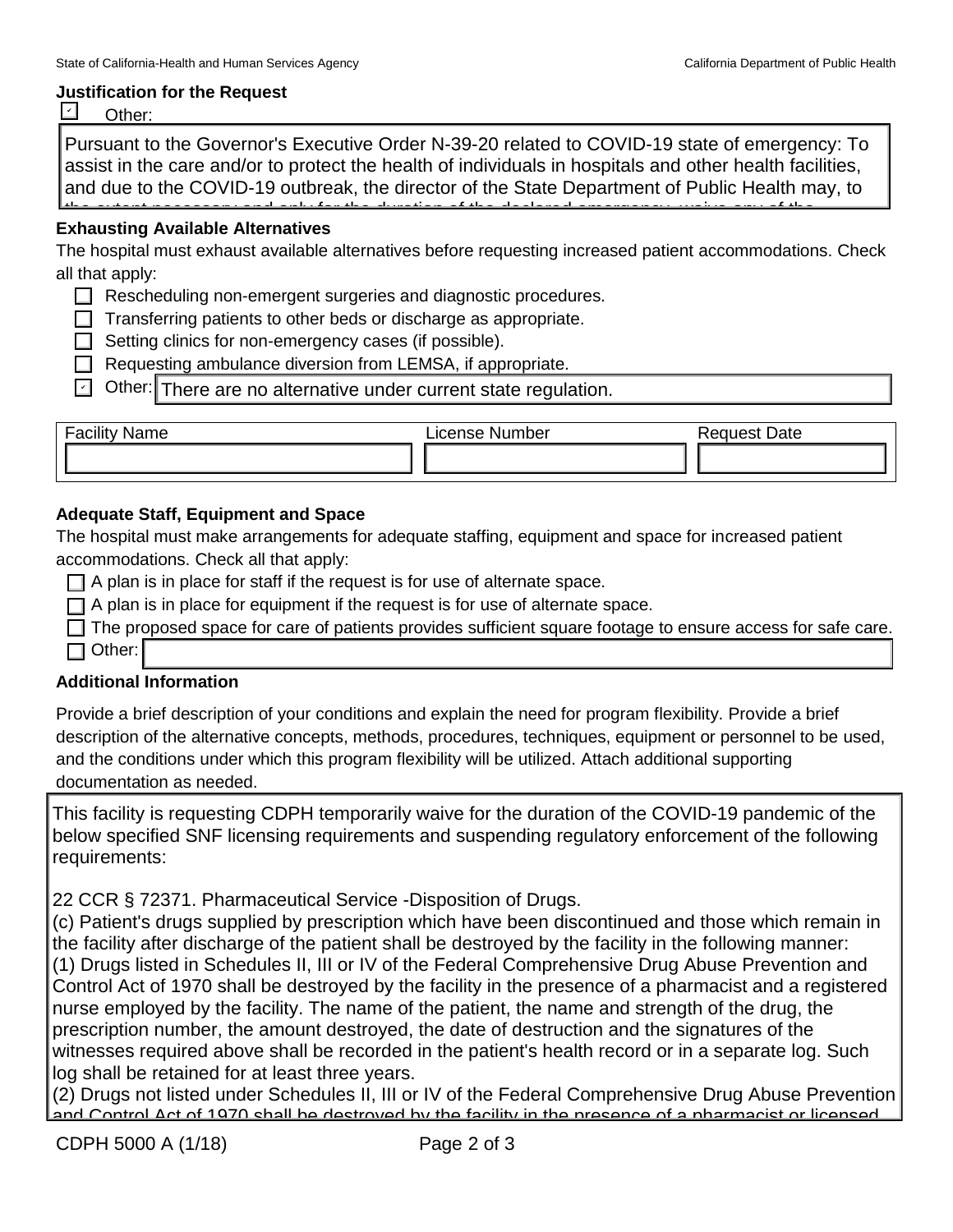**Justification for the Request**

- [x] Other:

Pursuant to the Governor's Executive Order N-39-20 related to COVID-19 state of emergency: To assist in the care and/or to protect the health of individuals in hospitals and other health facilities, and due to the COVID-19 outbreak, the director of the State Department of Public Health may, to

**Exhausting Available Alternatives**

The hospital must exhaust available alternatives before requesting increased patient accommodations. Check all that apply:

- [ ] Rescheduling non-emergent surgeries and diagnostic procedures.
- [ ] Transferring patients to other beds or discharge as appropriate.
- [ ] Setting clinics for non-emergency cases (if possible).
- [ ] Requesting ambulance diversion from LEMSA, if appropriate.
- [x] Other: There are no alternative under current state regulation.

| Facility Name | License Number | Request Date |
|---|---|---|
| | | |

**Adequate Staff, Equipment and Space**

The hospital must make arrangements for adequate staffing, equipment and space for increased patient accommodations. Check all that apply:

- [ ] A plan is in place for staff if the request is for use of alternate space.
- [ ] A plan is in place for equipment if the request is for use of alternate space.
- [ ] The proposed space for care of patients provides sufficient square footage to ensure access for safe care.
- [ ] Other:

**Additional Information**

Provide a brief description of your conditions and explain the need for program flexibility. Provide a brief description of the alternative concepts, methods, procedures, techniques, equipment or personnel to be used, and the conditions under which this program flexibility will be utilized. Attach additional supporting documentation as needed.

This facility is requesting CDPH temporarily waive for the duration of the COVID-19 pandemic of the below specified SNF licensing requirements and suspending regulatory enforcement of the following requirements:

22 CCR § 72371. Pharmaceutical Service -Disposition of Drugs.
(c) Patient's drugs supplied by prescription which have been discontinued and those which remain in the facility after discharge of the patient shall be destroyed by the facility in the following manner:
(1) Drugs listed in Schedules II, III or IV of the Federal Comprehensive Drug Abuse Prevention and Control Act of 1970 shall be destroyed by the facility in the presence of a pharmacist and a registered nurse employed by the facility. The name of the patient, the name and strength of the drug, the prescription number, the amount destroyed, the date of destruction and the signatures of the witnesses required above shall be recorded in the patient's health record or in a separate log. Such log shall be retained for at least three years.
(2) Drugs not listed under Schedules II, III or IV of the Federal Comprehensive Drug Abuse Prevention and Control Act of 1970 shall be destroyed by the facility in the presence of a pharmacist or licensed

CDPH 5000 A (1/18)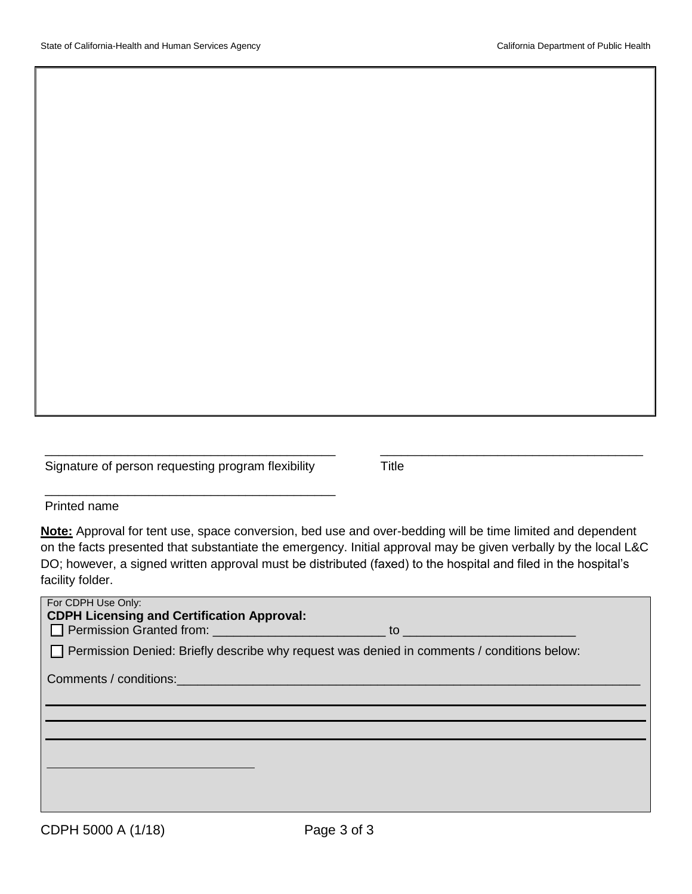Signature of person requesting program flexibility ____________________

Title ____________________

Printed name ____________________

**Note:** Approval for tent use, space conversion, bed use and over-bedding will be time limited and dependent on the facts presented that substantiate the emergency. Initial approval may be given verbally by the local L&C DO; however, a signed written approval must be distributed (faxed) to the hospital and filed in the hospital's facility folder.

For CDPH Use Only:

**CDPH Licensing and Certification Approval:**

☐ Permission Granted from: ________________________ to ________________________

☐ Permission Denied: Briefly describe why request was denied in comments / conditions below:

Comments / conditions:____________________________________________________________

______________________________________________________________________

______________________________________________________________________

______________________________________________________________________

______________________________

CDPH 5000 A (1/18)